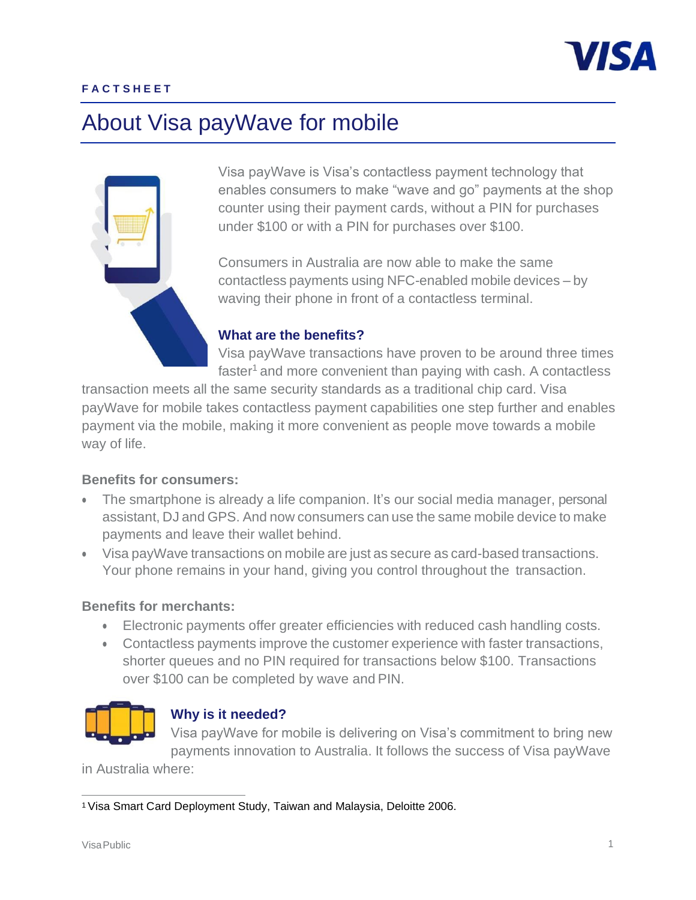FACTSHEET

# About Visa payWave for mobile

Visa payWave is Visa's contactless payment technology that enables consumers to make "wave and go" payments at the shop counter using their payment cards, without a PIN for purchases under $100 or with a PIN for purchases over $100.

Consumers in Australia are now able to make the same contactless payments using NFC-enabled mobile devices – by waving their phone in front of a contactless terminal.

## What are the benefits?

Visa payWave transactions have proven to be around three times faster[1] and more convenient than paying with cash. A contactless transaction meets all the same security standards as a traditional chip card. Visa payWave for mobile takes contactless payment capabilities one step further and enables payment via the mobile, making it more convenient as people move towards a mobile way of life.

### Benefits for consumers:

- The smartphone is already a life companion. It's our social media manager, personal assistant, DJ and GPS. And now consumers can use the same mobile device to make payments and leave their wallet behind.
- Visa payWave transactions on mobile are just as secure as card-based transactions. Your phone remains in your hand, giving you control throughout the transaction.

### Benefits for merchants:

- Electronic payments offer greater efficiencies with reduced cash handling costs.
- Contactless payments improve the customer experience with faster transactions, shorter queues and no PIN required for transactions below $100. Transactions over $100 can be completed by wave and PIN.

## Why is it needed?

Visa payWave for mobile is delivering on Visa's commitment to bring new payments innovation to Australia. It follows the success of Visa payWave in Australia where:

[1] Visa Smart Card Deployment Study, Taiwan and Malaysia, Deloitte 2006.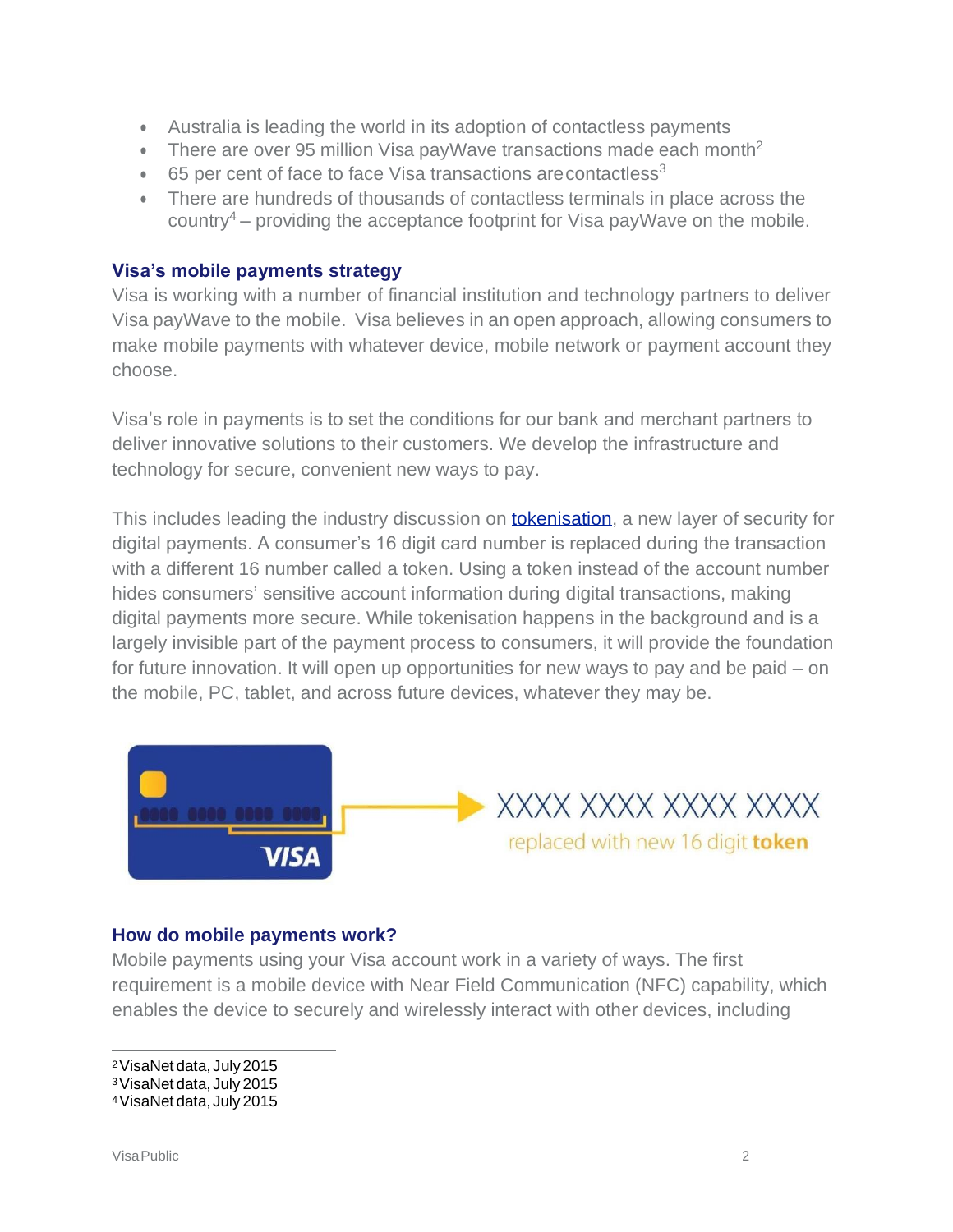- Australia is leading the world in its adoption of contactless payments
- There are over 95 million Visa payWave transactions made each month[2]
- 65 per cent of face to face Visa transactions are contactless[3]
- There are hundreds of thousands of contactless terminals in place across the country[4] – providing the acceptance footprint for Visa payWave on the mobile.

## Visa's mobile payments strategy

Visa is working with a number of financial institution and technology partners to deliver Visa payWave to the mobile. Visa believes in an open approach, allowing consumers to make mobile payments with whatever device, mobile network or payment account they choose.

Visa's role in payments is to set the conditions for our bank and merchant partners to deliver innovative solutions to their customers. We develop the infrastructure and technology for secure, convenient new ways to pay.

This includes leading the industry discussion on tokenisation, a new layer of security for digital payments. A consumer's 16 digit card number is replaced during the transaction with a different 16 number called a token. Using a token instead of the account number hides consumers' sensitive account information during digital transactions, making digital payments more secure. While tokenisation happens in the background and is a largely invisible part of the payment process to consumers, it will provide the foundation for future innovation. It will open up opportunities for new ways to pay and be paid – on the mobile, PC, tablet, and across future devices, whatever they may be.

XXXX XXXX XXXX XXXX

replaced with new 16 digit **token**

## How do mobile payments work?

Mobile payments using your Visa account work in a variety of ways. The first requirement is a mobile device with Near Field Communication (NFC) capability, which enables the device to securely and wirelessly interact with other devices, including

---

[2] VisaNet data, July 2015
[3] VisaNet data, July 2015
[4] VisaNet data, July 2015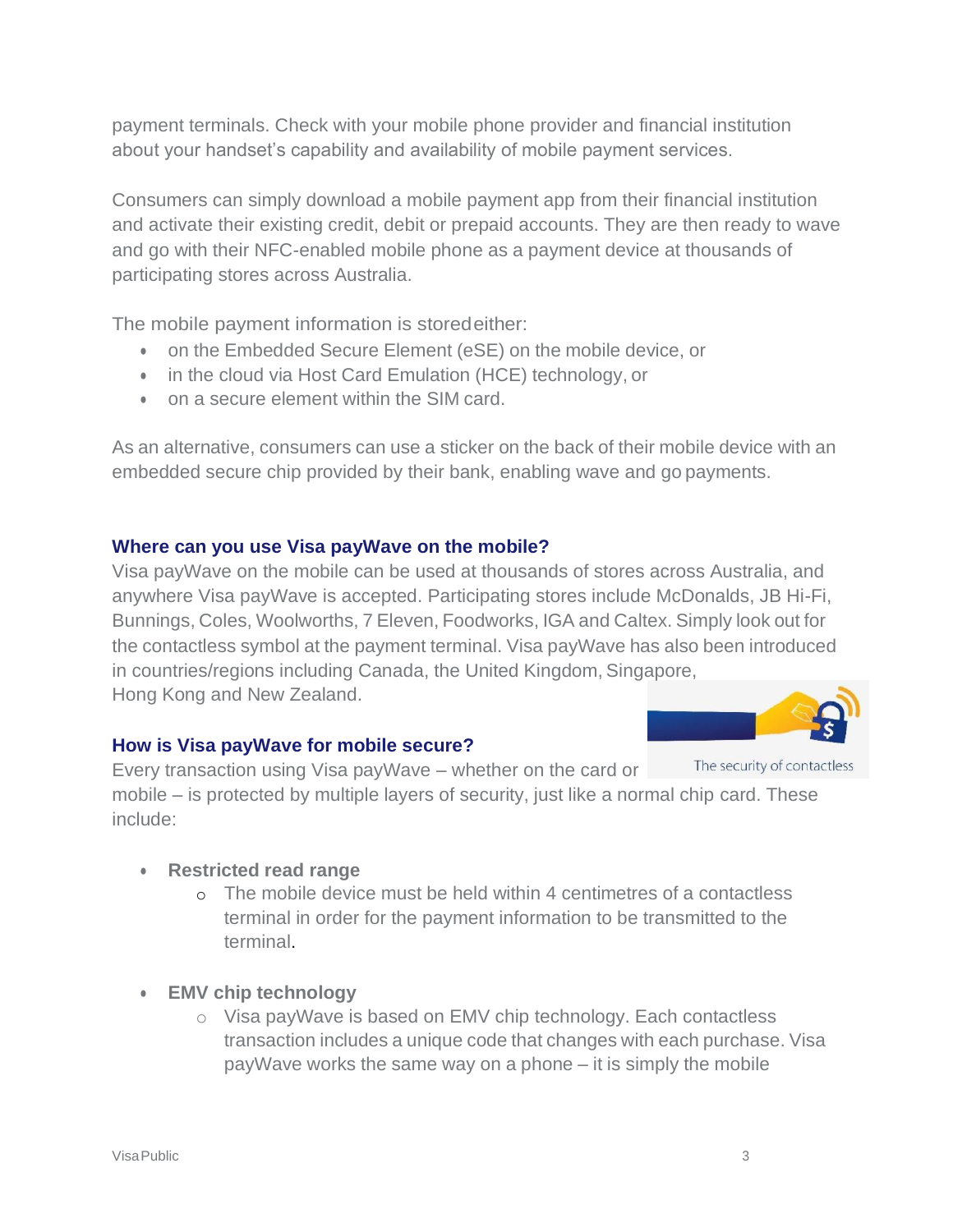payment terminals. Check with your mobile phone provider and financial institution about your handset's capability and availability of mobile payment services.

Consumers can simply download a mobile payment app from their financial institution and activate their existing credit, debit or prepaid accounts. They are then ready to wave and go with their NFC-enabled mobile phone as a payment device at thousands of participating stores across Australia.

The mobile payment information is stored either:

- on the Embedded Secure Element (eSE) on the mobile device, or
- in the cloud via Host Card Emulation (HCE) technology, or
- on a secure element within the SIM card.

As an alternative, consumers can use a sticker on the back of their mobile device with an embedded secure chip provided by their bank, enabling wave and go payments.

### Where can you use Visa payWave on the mobile?

Visa payWave on the mobile can be used at thousands of stores across Australia, and anywhere Visa payWave is accepted. Participating stores include McDonalds, JB Hi-Fi, Bunnings, Coles, Woolworths, 7 Eleven, Foodworks, IGA and Caltex. Simply look out for the contactless symbol at the payment terminal. Visa payWave has also been introduced in countries/regions including Canada, the United Kingdom, Singapore, Hong Kong and New Zealand.

### How is Visa payWave for mobile secure?

The security of contactless

Every transaction using Visa payWave – whether on the card or mobile – is protected by multiple layers of security, just like a normal chip card. These include:

- **Restricted read range**
  - The mobile device must be held within 4 centimetres of a contactless terminal in order for the payment information to be transmitted to the terminal.

- **EMV chip technology**
  - Visa payWave is based on EMV chip technology. Each contactless transaction includes a unique code that changes with each purchase. Visa payWave works the same way on a phone – it is simply the mobile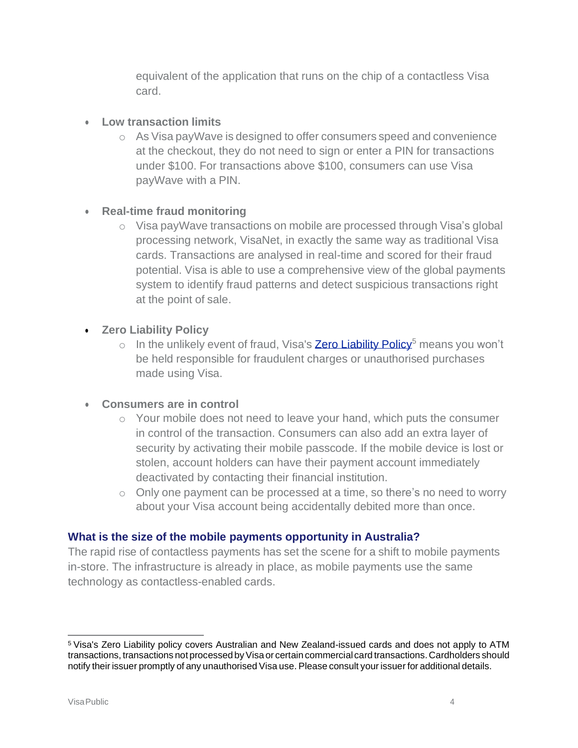equivalent of the application that runs on the chip of a contactless Visa card.

- **Low transaction limits**
  - As Visa payWave is designed to offer consumers speed and convenience at the checkout, they do not need to sign or enter a PIN for transactions under $100. For transactions above $100, consumers can use Visa payWave with a PIN.

- **Real-time fraud monitoring**
  - Visa payWave transactions on mobile are processed through Visa's global processing network, VisaNet, in exactly the same way as traditional Visa cards. Transactions are analysed in real-time and scored for their fraud potential. Visa is able to use a comprehensive view of the global payments system to identify fraud patterns and detect suspicious transactions right at the point of sale.

- **Zero Liability Policy**
  - In the unlikely event of fraud, Visa's Zero Liability Policy[5] means you won't be held responsible for fraudulent charges or unauthorised purchases made using Visa.

- **Consumers are in control**
  - Your mobile does not need to leave your hand, which puts the consumer in control of the transaction. Consumers can also add an extra layer of security by activating their mobile passcode. If the mobile device is lost or stolen, account holders can have their payment account immediately deactivated by contacting their financial institution.
  - Only one payment can be processed at a time, so there's no need to worry about your Visa account being accidentally debited more than once.

## What is the size of the mobile payments opportunity in Australia?

The rapid rise of contactless payments has set the scene for a shift to mobile payments in-store. The infrastructure is already in place, as mobile payments use the same technology as contactless-enabled cards.

---

[5] Visa's Zero Liability policy covers Australian and New Zealand-issued cards and does not apply to ATM transactions, transactions not processed by Visa or certain commercial card transactions. Cardholders should notify their issuer promptly of any unauthorised Visa use. Please consult your issuer for additional details.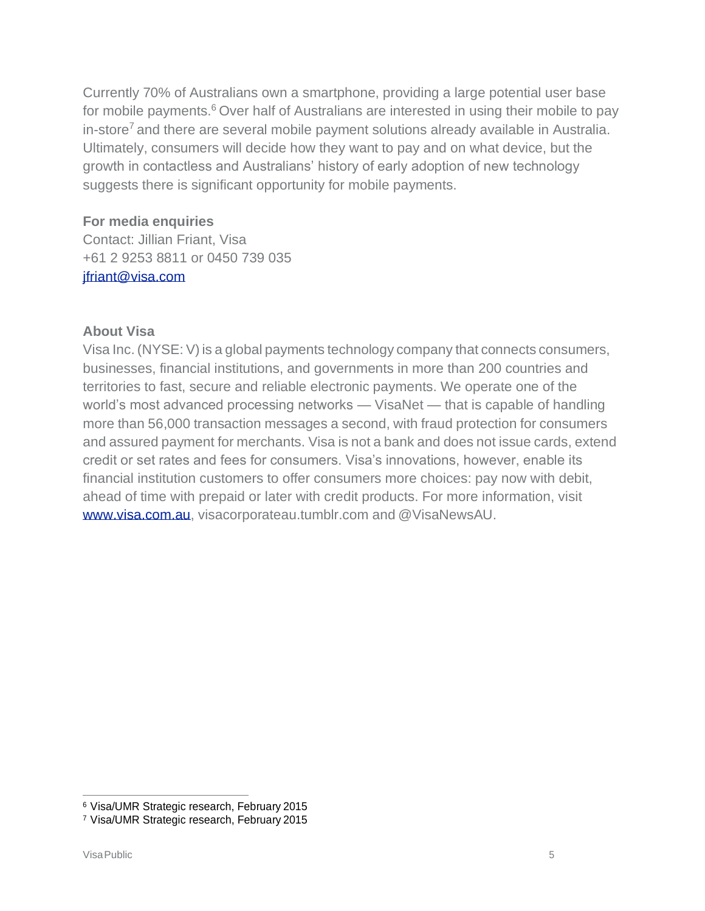Currently 70% of Australians own a smartphone, providing a large potential user base for mobile payments.[6] Over half of Australians are interested in using their mobile to pay in-store[7] and there are several mobile payment solutions already available in Australia. Ultimately, consumers will decide how they want to pay and on what device, but the growth in contactless and Australians' history of early adoption of new technology suggests there is significant opportunity for mobile payments.

**For media enquiries**
Contact: Jillian Friant, Visa
+61 2 9253 8811 or 0450 739 035
jfriant@visa.com

**About Visa**
Visa Inc. (NYSE: V) is a global payments technology company that connects consumers, businesses, financial institutions, and governments in more than 200 countries and territories to fast, secure and reliable electronic payments. We operate one of the world's most advanced processing networks — VisaNet — that is capable of handling more than 56,000 transaction messages a second, with fraud protection for consumers and assured payment for merchants. Visa is not a bank and does not issue cards, extend credit or set rates and fees for consumers. Visa's innovations, however, enable its financial institution customers to offer consumers more choices: pay now with debit, ahead of time with prepaid or later with credit products. For more information, visit www.visa.com.au, visacorporateau.tumblr.com and @VisaNewsAU.

---

[6] Visa/UMR Strategic research, February 2015
[7] Visa/UMR Strategic research, February 2015

Visa Public